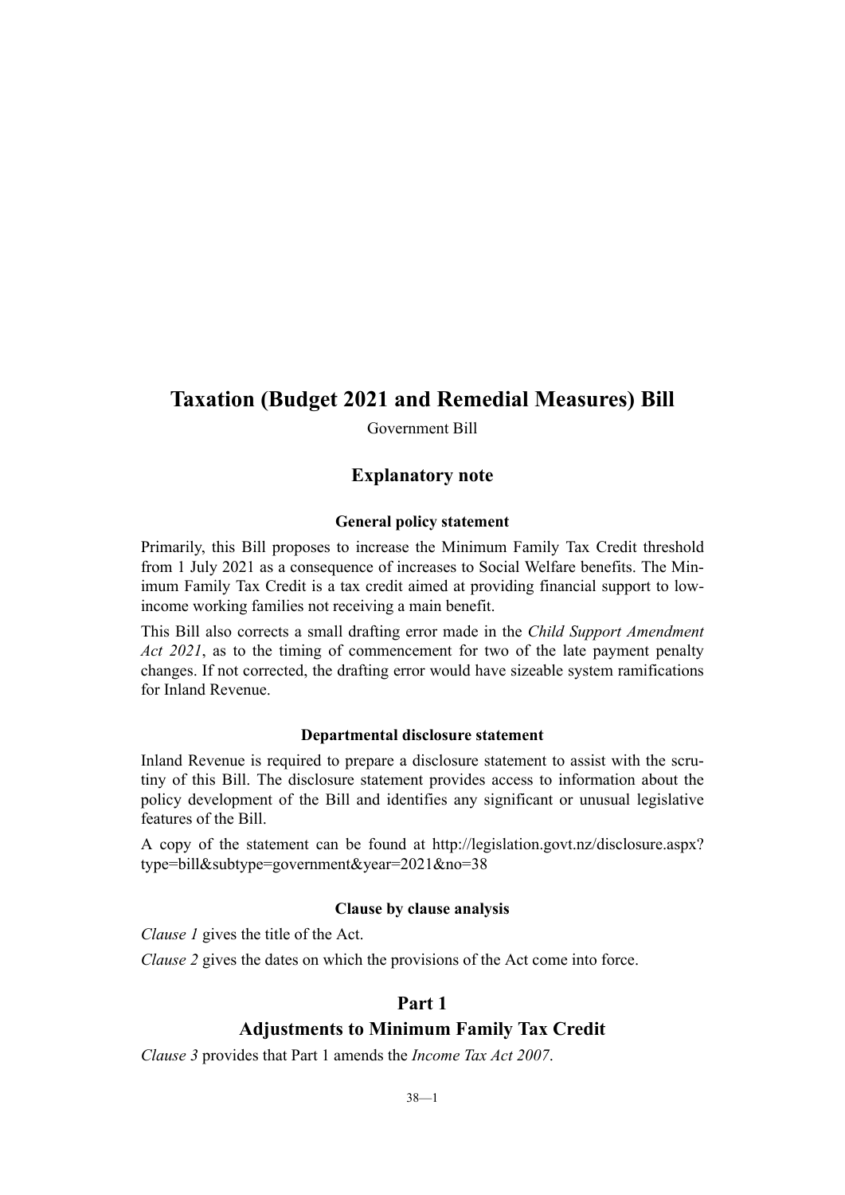# Taxation (Budget 2021 and Remedial Measures) Bill

Government Bill

## Explanatory note

### General policy statement

Primarily, this Bill proposes to increase the Minimum Family Tax Credit threshold from 1 July 2021 as a consequence of increases to Social Welfare benefits. The Minimum Family Tax Credit is a tax credit aimed at providing financial support to low-income working families not receiving a main benefit.

This Bill also corrects a small drafting error made in the *Child Support Amendment Act 2021*, as to the timing of commencement for two of the late payment penalty changes. If not corrected, the drafting error would have sizeable system ramifications for Inland Revenue.

### Departmental disclosure statement

Inland Revenue is required to prepare a disclosure statement to assist with the scrutiny of this Bill. The disclosure statement provides access to information about the policy development of the Bill and identifies any significant or unusual legislative features of the Bill.

A copy of the statement can be found at http://legislation.govt.nz/disclosure.aspx?type=bill&subtype=government&year=2021&no=38

### Clause by clause analysis

*Clause 1* gives the title of the Act.

*Clause 2* gives the dates on which the provisions of the Act come into force.

## Part 1
## Adjustments to Minimum Family Tax Credit

*Clause 3* provides that Part 1 amends the *Income Tax Act 2007*.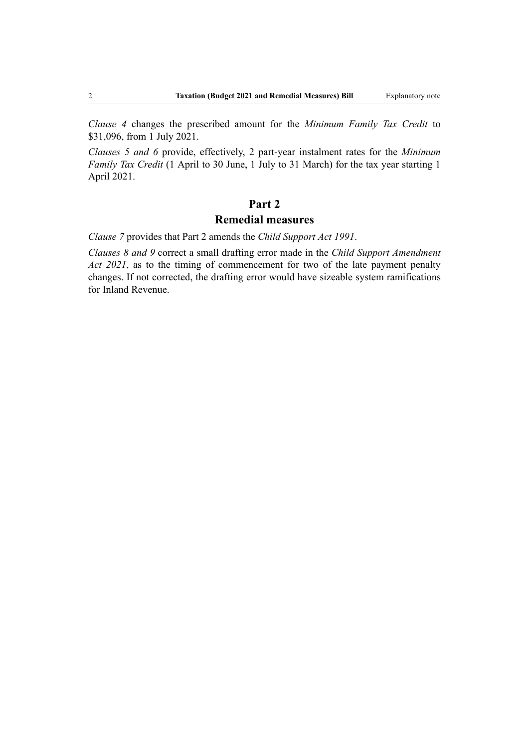*Clause 4* changes the prescribed amount for the *Minimum Family Tax Credit* to $31,096, from 1 July 2021.

*Clauses 5 and 6* provide, effectively, 2 part-year instalment rates for the *Minimum Family Tax Credit* (1 April to 30 June, 1 July to 31 March) for the tax year starting 1 April 2021.

## Part 2
## Remedial measures

*Clause 7* provides that Part 2 amends the *Child Support Act 1991*.

*Clauses 8 and 9* correct a small drafting error made in the *Child Support Amendment Act 2021*, as to the timing of commencement for two of the late payment penalty changes. If not corrected, the drafting error would have sizeable system ramifications for Inland Revenue.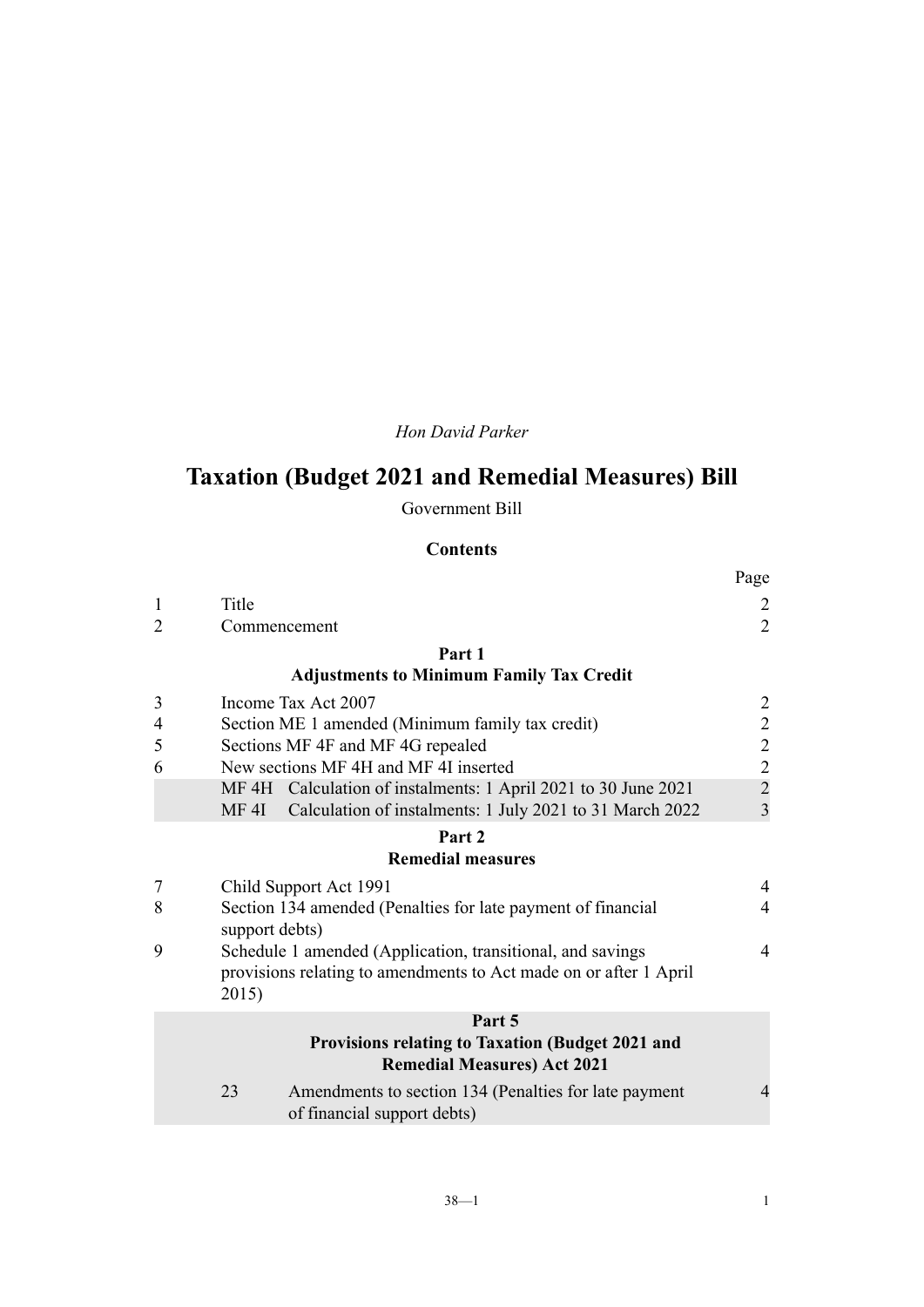*Hon David Parker*

# Taxation (Budget 2021 and Remedial Measures) Bill

Government Bill

## Contents

| | | Page |
|---|---|---|
| 1 | Title | 2 |
| 2 | Commencement | 2 |
| | **Part 1** **Adjustments to Minimum Family Tax Credit** | |
| 3 | Income Tax Act 2007 | 2 |
| 4 | Section ME 1 amended (Minimum family tax credit) | 2 |
| 5 | Sections MF 4F and MF 4G repealed | 2 |
| 6 | New sections MF 4H and MF 4I inserted | 2 |
| | MF 4H Calculation of instalments: 1 April 2021 to 30 June 2021 | 2 |
| | MF 4I Calculation of instalments: 1 July 2021 to 31 March 2022 | 3 |
| | **Part 2** **Remedial measures** | |
| 7 | Child Support Act 1991 | 4 |
| 8 | Section 134 amended (Penalties for late payment of financial support debts) | 4 |
| 9 | Schedule 1 amended (Application, transitional, and savings provisions relating to amendments to Act made on or after 1 April 2015) | 4 |
| | **Part 5** **Provisions relating to Taxation (Budget 2021 and Remedial Measures) Act 2021** | |
| | 23 Amendments to section 134 (Penalties for late payment of financial support debts) | 4 |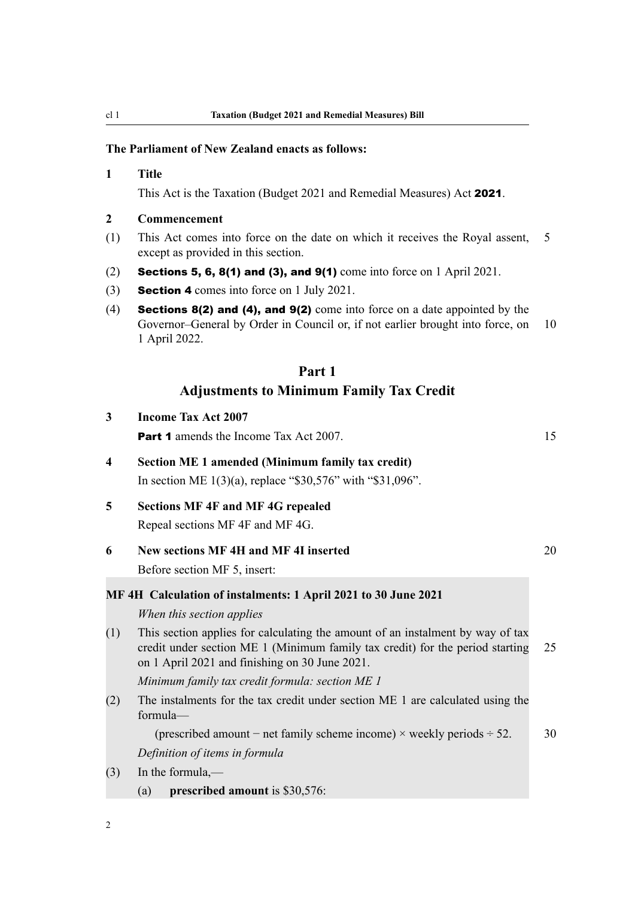**The Parliament of New Zealand enacts as follows:**

**1 Title**

This Act is the Taxation (Budget 2021 and Remedial Measures) Act **2021**.

**2 Commencement**

(1) This Act comes into force on the date on which it receives the Royal assent, except as provided in this section.

(2) **Sections 5, 6, 8(1) and (3), and 9(1)** come into force on 1 April 2021.

(3) **Section 4** comes into force on 1 July 2021.

(4) **Sections 8(2) and (4), and 9(2)** come into force on a date appointed by the Governor–General by Order in Council or, if not earlier brought into force, on 1 April 2022.

## Part 1
## Adjustments to Minimum Family Tax Credit

**3 Income Tax Act 2007**

**Part 1** amends the Income Tax Act 2007.

**4 Section ME 1 amended (Minimum family tax credit)**

In section ME 1(3)(a), replace "\$30,576" with "\$31,096".

**5 Sections MF 4F and MF 4G repealed**

Repeal sections MF 4F and MF 4G.

**6 New sections MF 4H and MF 4I inserted**

Before section MF 5, insert:

**MF 4H Calculation of instalments: 1 April 2021 to 30 June 2021**

*When this section applies*

(1) This section applies for calculating the amount of an instalment by way of tax credit under section ME 1 (Minimum family tax credit) for the period starting on 1 April 2021 and finishing on 30 June 2021.

*Minimum family tax credit formula: section ME 1*

(2) The instalments for the tax credit under section ME 1 are calculated using the formula—

(prescribed amount − net family scheme income) × weekly periods ÷ 52.

*Definition of items in formula*

(3) In the formula,—

(a) **prescribed amount** is \$30,576: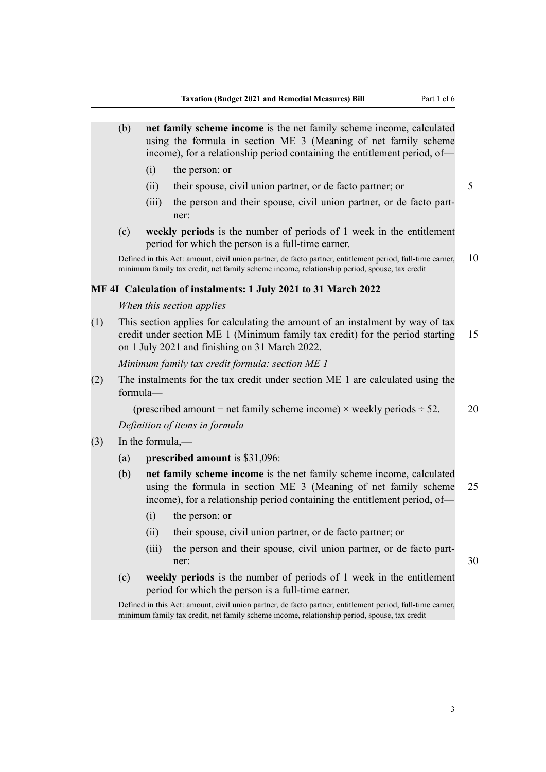(b) **net family scheme income** is the net family scheme income, calculated using the formula in section ME 3 (Meaning of net family scheme income), for a relationship period containing the entitlement period, of—

  (i) the person; or

  (ii) their spouse, civil union partner, or de facto partner; or

  (iii) the person and their spouse, civil union partner, or de facto partner:

(c) **weekly periods** is the number of periods of 1 week in the entitlement period for which the person is a full-time earner.

Defined in this Act: amount, civil union partner, de facto partner, entitlement period, full-time earner, minimum family tax credit, net family scheme income, relationship period, spouse, tax credit

### MF 4I Calculation of instalments: 1 July 2021 to 31 March 2022

*When this section applies*

(1) This section applies for calculating the amount of an instalment by way of tax credit under section ME 1 (Minimum family tax credit) for the period starting on 1 July 2021 and finishing on 31 March 2022.

*Minimum family tax credit formula: section ME 1*

(2) The instalments for the tax credit under section ME 1 are calculated using the formula—

$$(\text{prescribed amount} - \text{net family scheme income}) \times \text{weekly periods} \div 52.$$

*Definition of items in formula*

(3) In the formula,—

(a) **prescribed amount** is $31,096:

(b) **net family scheme income** is the net family scheme income, calculated using the formula in section ME 3 (Meaning of net family scheme income), for a relationship period containing the entitlement period, of—

  (i) the person; or

  (ii) their spouse, civil union partner, or de facto partner; or

  (iii) the person and their spouse, civil union partner, or de facto partner:

(c) **weekly periods** is the number of periods of 1 week in the entitlement period for which the person is a full-time earner.

Defined in this Act: amount, civil union partner, de facto partner, entitlement period, full-time earner, minimum family tax credit, net family scheme income, relationship period, spouse, tax credit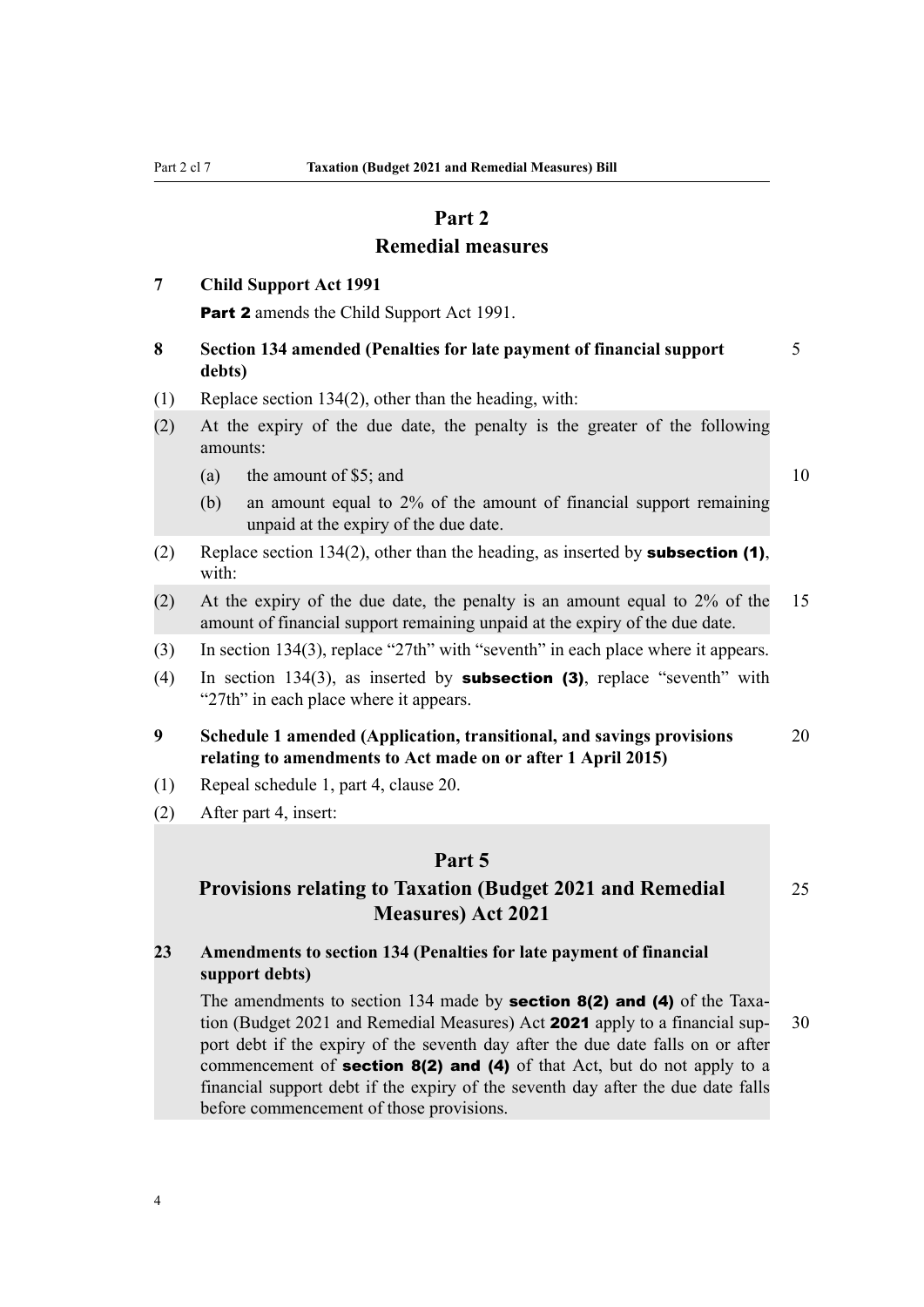# Part 2
## Remedial measures

**7 Child Support Act 1991**

**Part 2** amends the Child Support Act 1991.

**8 Section 134 amended (Penalties for late payment of financial support debts)**

(1) Replace section 134(2), other than the heading, with:

> (2) At the expiry of the due date, the penalty is the greater of the following amounts:
>
> (a) the amount of $5; and
>
> (b) an amount equal to 2% of the amount of financial support remaining unpaid at the expiry of the due date.

(2) Replace section 134(2), other than the heading, as inserted by **subsection (1)**, with:

> (2) At the expiry of the due date, the penalty is an amount equal to 2% of the amount of financial support remaining unpaid at the expiry of the due date.

(3) In section 134(3), replace "27th" with "seventh" in each place where it appears.

(4) In section 134(3), as inserted by **subsection (3)**, replace "seventh" with "27th" in each place where it appears.

**9 Schedule 1 amended (Application, transitional, and savings provisions relating to amendments to Act made on or after 1 April 2015)**

(1) Repeal schedule 1, part 4, clause 20.

(2) After part 4, insert:

> **Part 5**
> **Provisions relating to Taxation (Budget 2021 and Remedial Measures) Act 2021**
>
> **23 Amendments to section 134 (Penalties for late payment of financial support debts)**
>
> The amendments to section 134 made by **section 8(2) and (4)** of the Taxation (Budget 2021 and Remedial Measures) Act **2021** apply to a financial support debt if the expiry of the seventh day after the due date falls on or after commencement of **section 8(2) and (4)** of that Act, but do not apply to a financial support debt if the expiry of the seventh day after the due date falls before commencement of those provisions.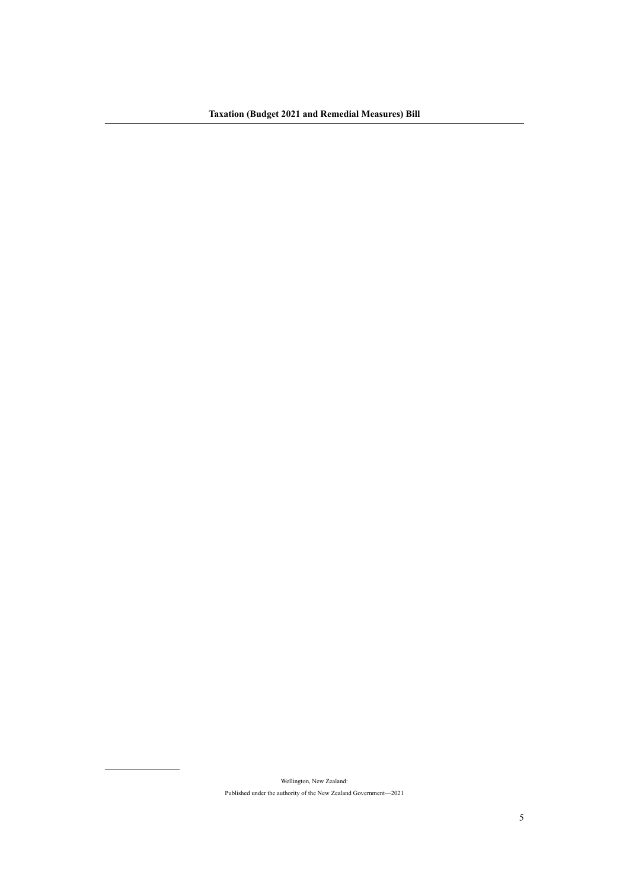Wellington, New Zealand:

Published under the authority of the New Zealand Government—2021